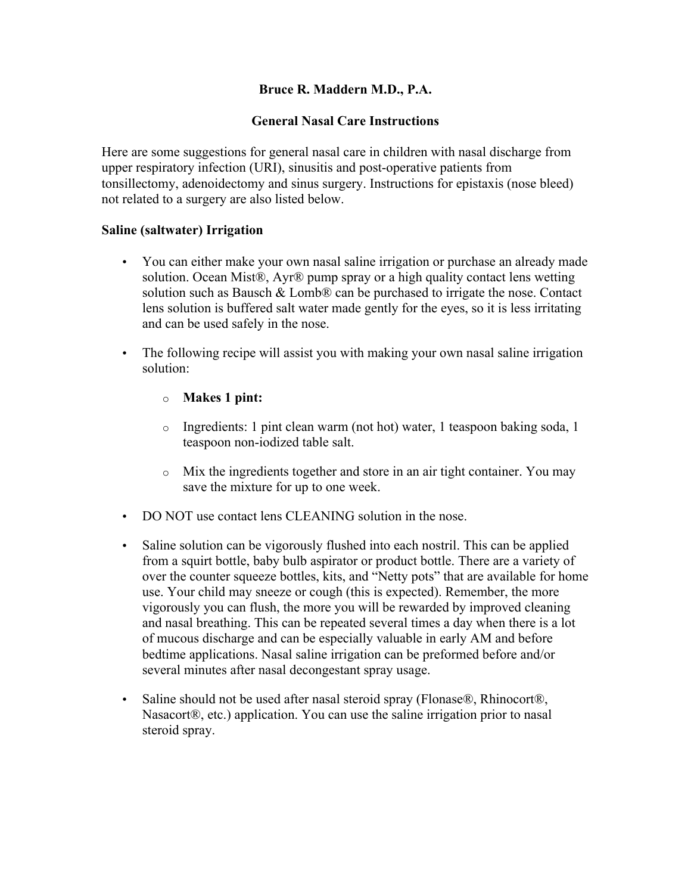**Bruce R. Maddern M.D., P.A.**

**General Nasal Care Instructions**

Here are some suggestions for general nasal care in children with nasal discharge from upper respiratory infection (URI), sinusitis and post-operative patients from tonsillectomy, adenoidectomy and sinus surgery. Instructions for epistaxis (nose bleed) not related to a surgery are also listed below.

**Saline (saltwater) Irrigation**

- You can either make your own nasal saline irrigation or purchase an already made solution. Ocean Mist®, Ayr® pump spray or a high quality contact lens wetting solution such as Bausch & Lomb® can be purchased to irrigate the nose. Contact lens solution is buffered salt water made gently for the eyes, so it is less irritating and can be used safely in the nose.

- The following recipe will assist you with making your own nasal saline irrigation solution:

  - **Makes 1 pint:**

  - Ingredients: 1 pint clean warm (not hot) water, 1 teaspoon baking soda, 1 teaspoon non-iodized table salt.

  - Mix the ingredients together and store in an air tight container. You may save the mixture for up to one week.

- DO NOT use contact lens CLEANING solution in the nose.

- Saline solution can be vigorously flushed into each nostril. This can be applied from a squirt bottle, baby bulb aspirator or product bottle. There are a variety of over the counter squeeze bottles, kits, and "Netty pots" that are available for home use. Your child may sneeze or cough (this is expected). Remember, the more vigorously you can flush, the more you will be rewarded by improved cleaning and nasal breathing. This can be repeated several times a day when there is a lot of mucous discharge and can be especially valuable in early AM and before bedtime applications. Nasal saline irrigation can be preformed before and/or several minutes after nasal decongestant spray usage.

- Saline should not be used after nasal steroid spray (Flonase®, Rhinocort®, Nasacort®, etc.) application. You can use the saline irrigation prior to nasal steroid spray.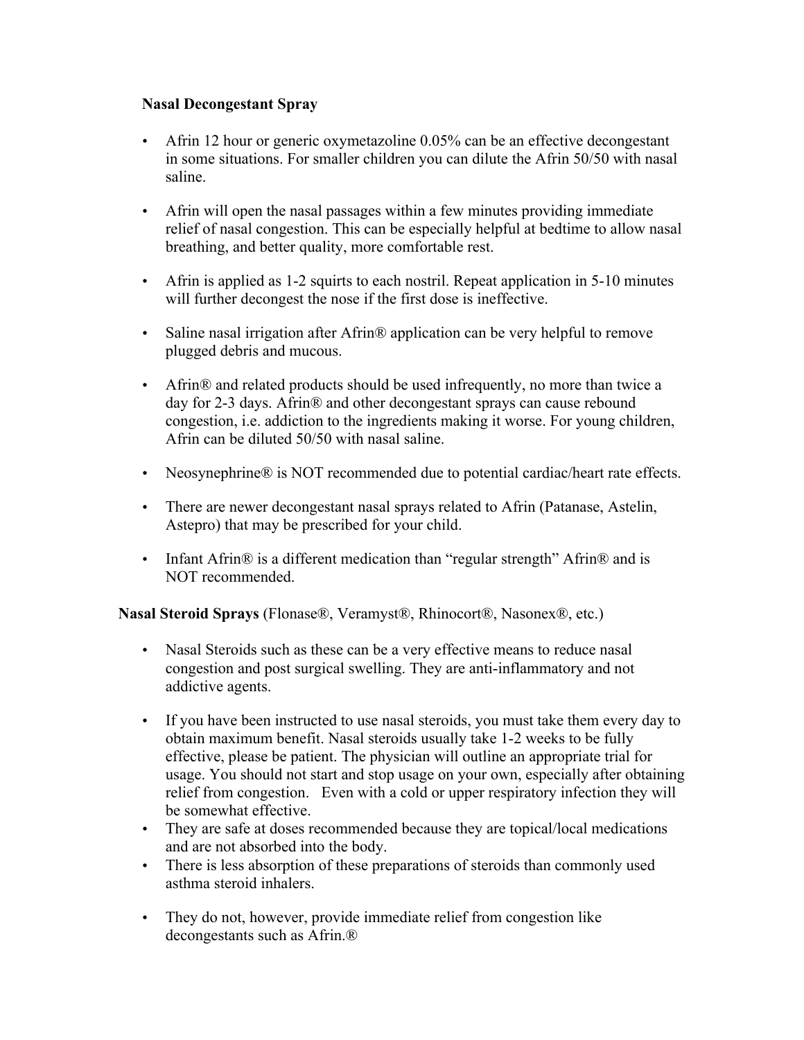**Nasal Decongestant Spray**

- Afrin 12 hour or generic oxymetazoline 0.05% can be an effective decongestant in some situations. For smaller children you can dilute the Afrin 50/50 with nasal saline.
- Afrin will open the nasal passages within a few minutes providing immediate relief of nasal congestion. This can be especially helpful at bedtime to allow nasal breathing, and better quality, more comfortable rest.
- Afrin is applied as 1-2 squirts to each nostril. Repeat application in 5-10 minutes will further decongest the nose if the first dose is ineffective.
- Saline nasal irrigation after Afrin® application can be very helpful to remove plugged debris and mucous.
- Afrin® and related products should be used infrequently, no more than twice a day for 2-3 days. Afrin® and other decongestant sprays can cause rebound congestion, i.e. addiction to the ingredients making it worse. For young children, Afrin can be diluted 50/50 with nasal saline.
- Neosynephrine® is NOT recommended due to potential cardiac/heart rate effects.
- There are newer decongestant nasal sprays related to Afrin (Patanase, Astelin, Astepro) that may be prescribed for your child.
- Infant Afrin® is a different medication than "regular strength" Afrin® and is NOT recommended.

**Nasal Steroid Sprays** (Flonase®, Veramyst®, Rhinocort®, Nasonex®, etc.)

- Nasal Steroids such as these can be a very effective means to reduce nasal congestion and post surgical swelling. They are anti-inflammatory and not addictive agents.
- If you have been instructed to use nasal steroids, you must take them every day to obtain maximum benefit. Nasal steroids usually take 1-2 weeks to be fully effective, please be patient. The physician will outline an appropriate trial for usage. You should not start and stop usage on your own, especially after obtaining relief from congestion. Even with a cold or upper respiratory infection they will be somewhat effective.
- They are safe at doses recommended because they are topical/local medications and are not absorbed into the body.
- There is less absorption of these preparations of steroids than commonly used asthma steroid inhalers.
- They do not, however, provide immediate relief from congestion like decongestants such as Afrin.®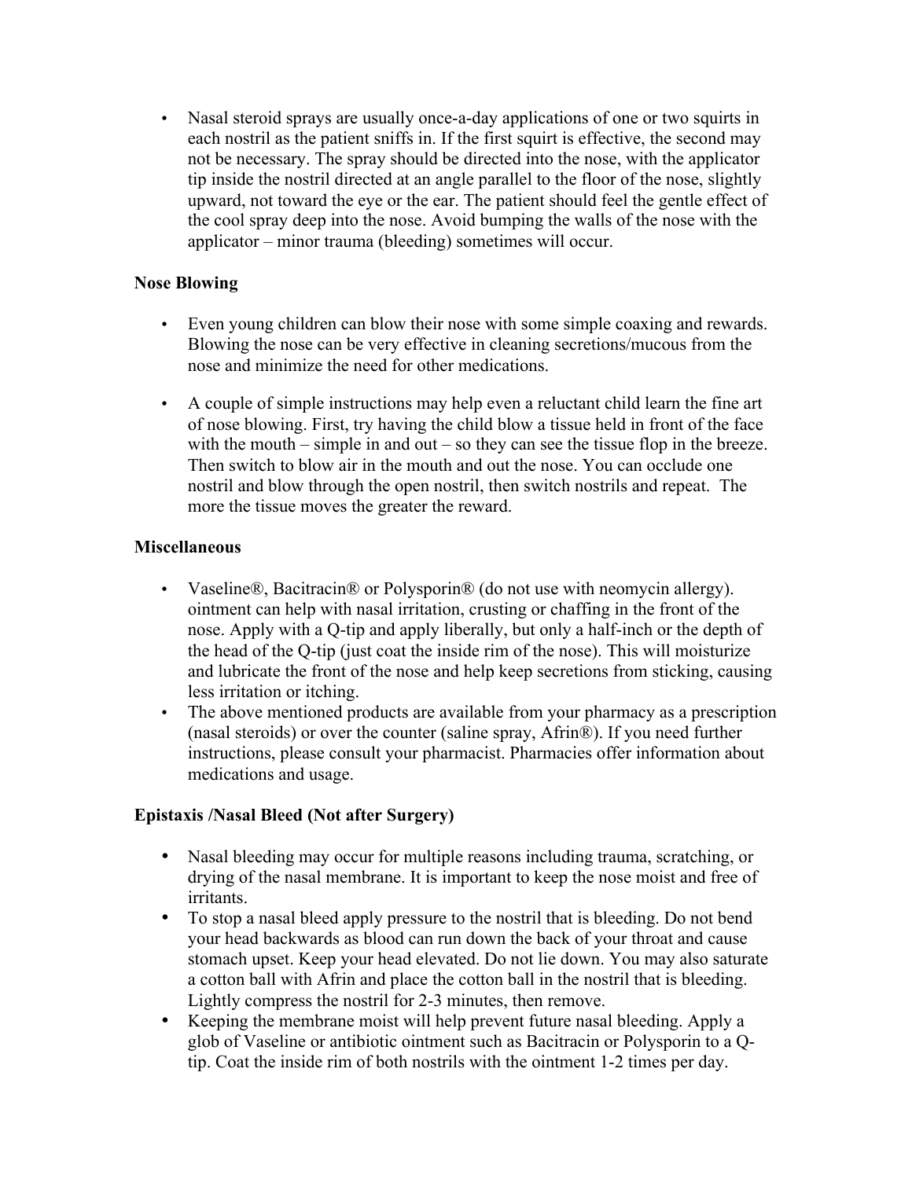- Nasal steroid sprays are usually once-a-day applications of one or two squirts in each nostril as the patient sniffs in. If the first squirt is effective, the second may not be necessary. The spray should be directed into the nose, with the applicator tip inside the nostril directed at an angle parallel to the floor of the nose, slightly upward, not toward the eye or the ear. The patient should feel the gentle effect of the cool spray deep into the nose. Avoid bumping the walls of the nose with the applicator – minor trauma (bleeding) sometimes will occur.

**Nose Blowing**

- Even young children can blow their nose with some simple coaxing and rewards. Blowing the nose can be very effective in cleaning secretions/mucous from the nose and minimize the need for other medications.

- A couple of simple instructions may help even a reluctant child learn the fine art of nose blowing. First, try having the child blow a tissue held in front of the face with the mouth – simple in and out – so they can see the tissue flop in the breeze. Then switch to blow air in the mouth and out the nose. You can occlude one nostril and blow through the open nostril, then switch nostrils and repeat. The more the tissue moves the greater the reward.

**Miscellaneous**

- Vaseline®, Bacitracin® or Polysporin® (do not use with neomycin allergy). ointment can help with nasal irritation, crusting or chaffing in the front of the nose. Apply with a Q-tip and apply liberally, but only a half-inch or the depth of the head of the Q-tip (just coat the inside rim of the nose). This will moisturize and lubricate the front of the nose and help keep secretions from sticking, causing less irritation or itching.
- The above mentioned products are available from your pharmacy as a prescription (nasal steroids) or over the counter (saline spray, Afrin®). If you need further instructions, please consult your pharmacist. Pharmacies offer information about medications and usage.

**Epistaxis /Nasal Bleed (Not after Surgery)**

- Nasal bleeding may occur for multiple reasons including trauma, scratching, or drying of the nasal membrane. It is important to keep the nose moist and free of irritants.
- To stop a nasal bleed apply pressure to the nostril that is bleeding. Do not bend your head backwards as blood can run down the back of your throat and cause stomach upset. Keep your head elevated. Do not lie down. You may also saturate a cotton ball with Afrin and place the cotton ball in the nostril that is bleeding. Lightly compress the nostril for 2-3 minutes, then remove.
- Keeping the membrane moist will help prevent future nasal bleeding. Apply a glob of Vaseline or antibiotic ointment such as Bacitracin or Polysporin to a Q-tip. Coat the inside rim of both nostrils with the ointment 1-2 times per day.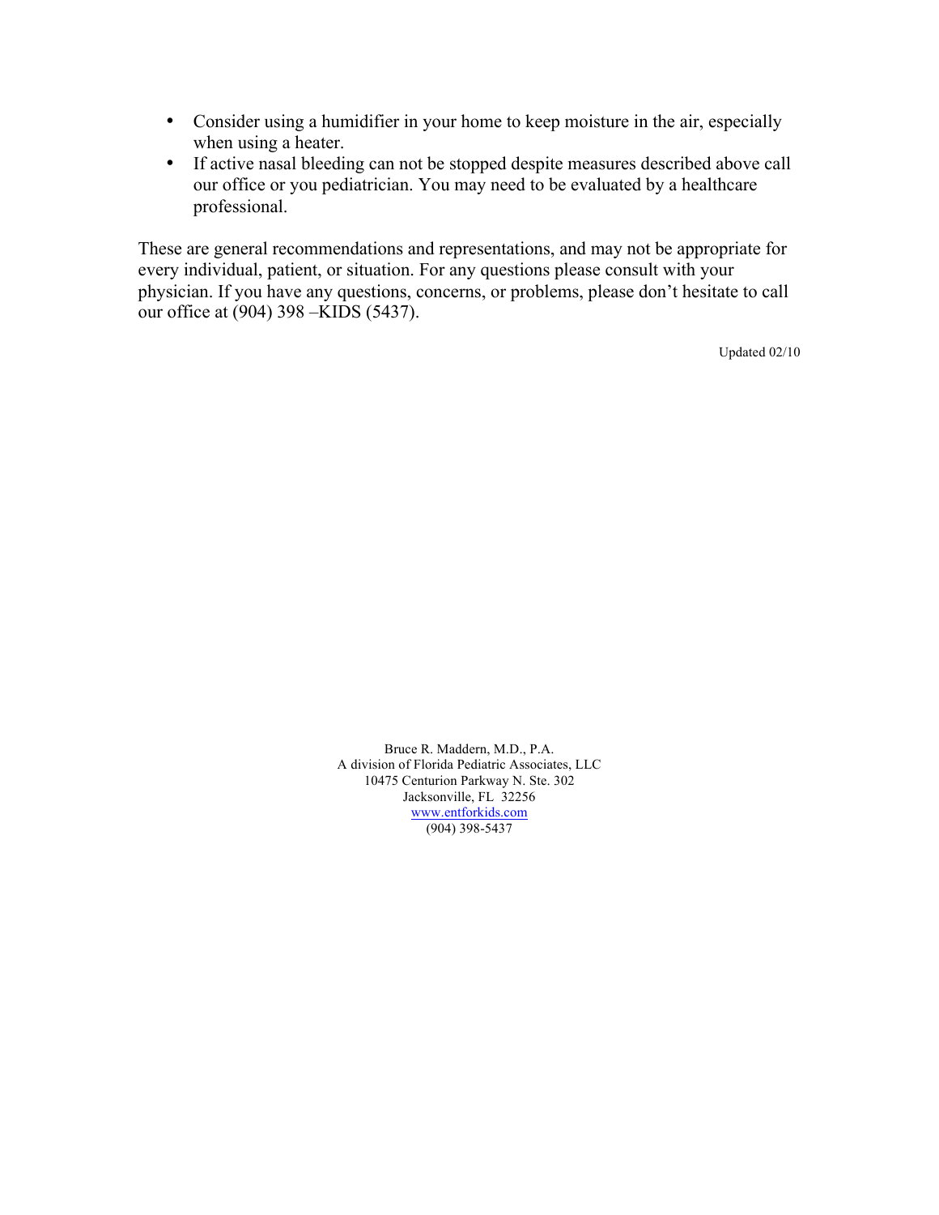- Consider using a humidifier in your home to keep moisture in the air, especially when using a heater.
- If active nasal bleeding can not be stopped despite measures described above call our office or you pediatrician. You may need to be evaluated by a healthcare professional.

These are general recommendations and representations, and may not be appropriate for every individual, patient, or situation. For any questions please consult with your physician. If you have any questions, concerns, or problems, please don't hesitate to call our office at (904) 398 –KIDS (5437).

Updated 02/10

Bruce R. Maddern, M.D., P.A.
A division of Florida Pediatric Associates, LLC
10475 Centurion Parkway N. Ste. 302
Jacksonville, FL 32256
www.entforkids.com
(904) 398-5437